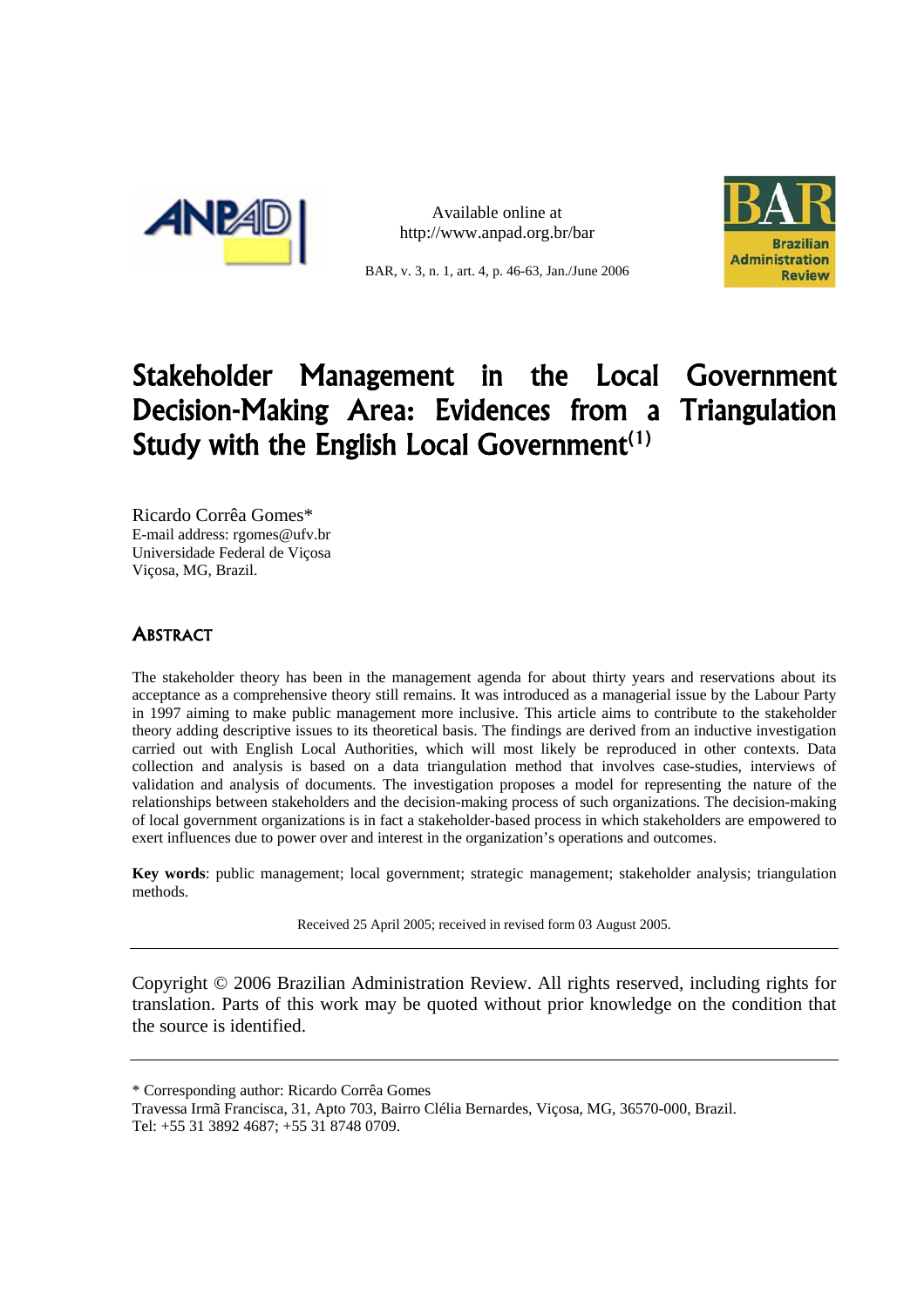Available online at
http://www.anpad.org.br/bar

BAR, v. 3, n. 1, art. 4, p. 46-63, Jan./June 2006

# Stakeholder Management in the Local Government Decision-Making Area: Evidences from a Triangulation Study with the English Local Government[(1)]

Ricardo Corrêa Gomes*
E-mail address: rgomes@ufv.br
Universidade Federal de Viçosa
Viçosa, MG, Brazil.

## Abstract

The stakeholder theory has been in the management agenda for about thirty years and reservations about its acceptance as a comprehensive theory still remains. It was introduced as a managerial issue by the Labour Party in 1997 aiming to make public management more inclusive. This article aims to contribute to the stakeholder theory adding descriptive issues to its theoretical basis. The findings are derived from an inductive investigation carried out with English Local Authorities, which will most likely be reproduced in other contexts. Data collection and analysis is based on a data triangulation method that involves case-studies, interviews of validation and analysis of documents. The investigation proposes a model for representing the nature of the relationships between stakeholders and the decision-making process of such organizations. The decision-making of local government organizations is in fact a stakeholder-based process in which stakeholders are empowered to exert influences due to power over and interest in the organization's operations and outcomes.

**Key words**: public management; local government; strategic management; stakeholder analysis; triangulation methods.

Received 25 April 2005; received in revised form 03 August 2005.

---

Copyright © 2006 Brazilian Administration Review. All rights reserved, including rights for translation. Parts of this work may be quoted without prior knowledge on the condition that the source is identified.

---

\* Corresponding author: Ricardo Corrêa Gomes
Travessa Irmã Francisca, 31, Apto 703, Bairro Clélia Bernardes, Viçosa, MG, 36570-000, Brazil.
Tel: +55 31 3892 4687; +55 31 8748 0709.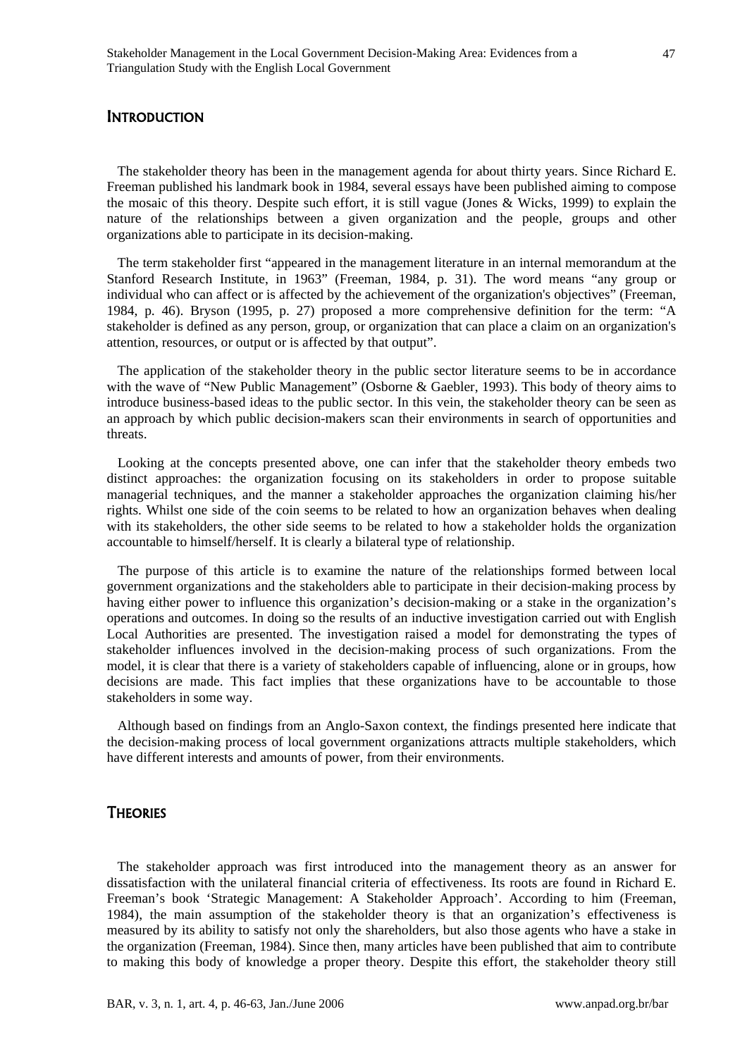## INTRODUCTION

The stakeholder theory has been in the management agenda for about thirty years. Since Richard E. Freeman published his landmark book in 1984, several essays have been published aiming to compose the mosaic of this theory. Despite such effort, it is still vague (Jones & Wicks, 1999) to explain the nature of the relationships between a given organization and the people, groups and other organizations able to participate in its decision-making.

The term stakeholder first "appeared in the management literature in an internal memorandum at the Stanford Research Institute, in 1963" (Freeman, 1984, p. 31). The word means "any group or individual who can affect or is affected by the achievement of the organization's objectives" (Freeman, 1984, p. 46). Bryson (1995, p. 27) proposed a more comprehensive definition for the term: "A stakeholder is defined as any person, group, or organization that can place a claim on an organization's attention, resources, or output or is affected by that output".

The application of the stakeholder theory in the public sector literature seems to be in accordance with the wave of "New Public Management" (Osborne & Gaebler, 1993). This body of theory aims to introduce business-based ideas to the public sector. In this vein, the stakeholder theory can be seen as an approach by which public decision-makers scan their environments in search of opportunities and threats.

Looking at the concepts presented above, one can infer that the stakeholder theory embeds two distinct approaches: the organization focusing on its stakeholders in order to propose suitable managerial techniques, and the manner a stakeholder approaches the organization claiming his/her rights. Whilst one side of the coin seems to be related to how an organization behaves when dealing with its stakeholders, the other side seems to be related to how a stakeholder holds the organization accountable to himself/herself. It is clearly a bilateral type of relationship.

The purpose of this article is to examine the nature of the relationships formed between local government organizations and the stakeholders able to participate in their decision-making process by having either power to influence this organization's decision-making or a stake in the organization's operations and outcomes. In doing so the results of an inductive investigation carried out with English Local Authorities are presented. The investigation raised a model for demonstrating the types of stakeholder influences involved in the decision-making process of such organizations. From the model, it is clear that there is a variety of stakeholders capable of influencing, alone or in groups, how decisions are made. This fact implies that these organizations have to be accountable to those stakeholders in some way.

Although based on findings from an Anglo-Saxon context, the findings presented here indicate that the decision-making process of local government organizations attracts multiple stakeholders, which have different interests and amounts of power, from their environments.

## THEORIES

The stakeholder approach was first introduced into the management theory as an answer for dissatisfaction with the unilateral financial criteria of effectiveness. Its roots are found in Richard E. Freeman's book 'Strategic Management: A Stakeholder Approach'. According to him (Freeman, 1984), the main assumption of the stakeholder theory is that an organization's effectiveness is measured by its ability to satisfy not only the shareholders, but also those agents who have a stake in the organization (Freeman, 1984). Since then, many articles have been published that aim to contribute to making this body of knowledge a proper theory. Despite this effort, the stakeholder theory still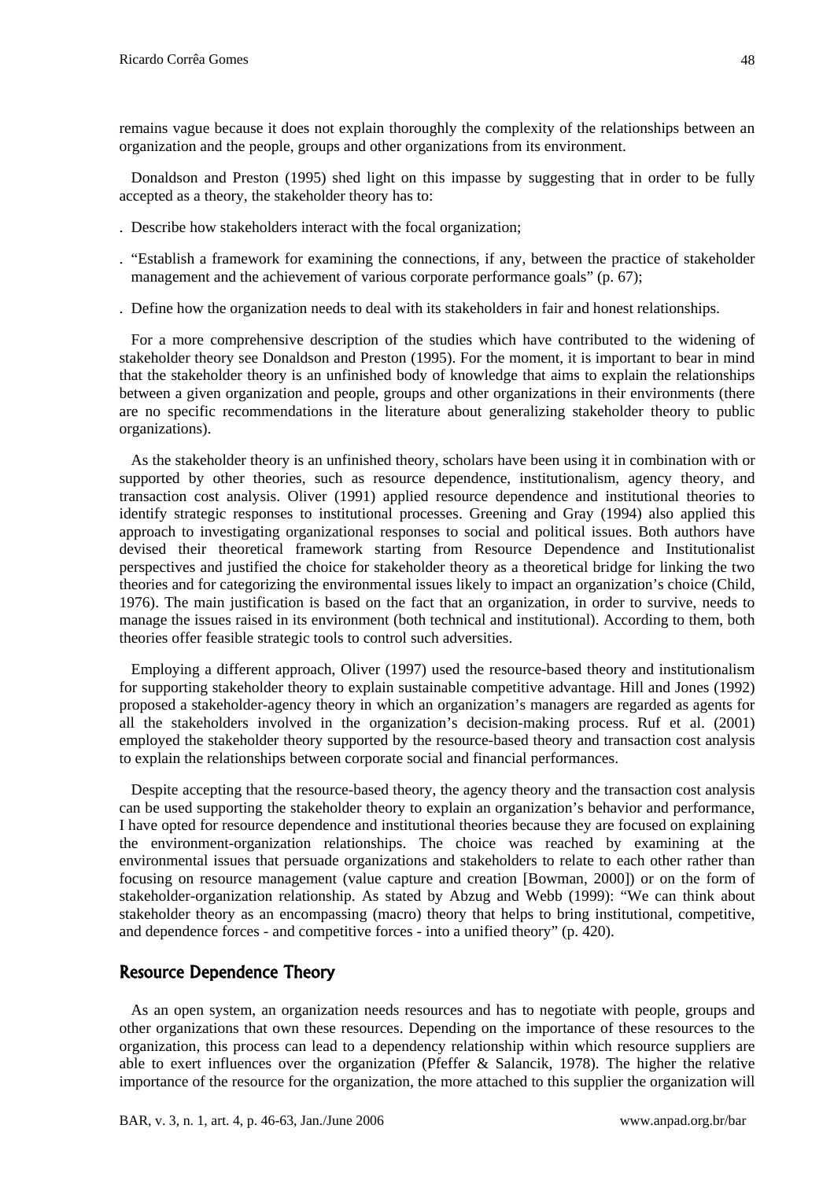remains vague because it does not explain thoroughly the complexity of the relationships between an organization and the people, groups and other organizations from its environment.

Donaldson and Preston (1995) shed light on this impasse by suggesting that in order to be fully accepted as a theory, the stakeholder theory has to:

. Describe how stakeholders interact with the focal organization;

. "Establish a framework for examining the connections, if any, between the practice of stakeholder management and the achievement of various corporate performance goals" (p. 67);

. Define how the organization needs to deal with its stakeholders in fair and honest relationships.

For a more comprehensive description of the studies which have contributed to the widening of stakeholder theory see Donaldson and Preston (1995). For the moment, it is important to bear in mind that the stakeholder theory is an unfinished body of knowledge that aims to explain the relationships between a given organization and people, groups and other organizations in their environments (there are no specific recommendations in the literature about generalizing stakeholder theory to public organizations).

As the stakeholder theory is an unfinished theory, scholars have been using it in combination with or supported by other theories, such as resource dependence, institutionalism, agency theory, and transaction cost analysis. Oliver (1991) applied resource dependence and institutional theories to identify strategic responses to institutional processes. Greening and Gray (1994) also applied this approach to investigating organizational responses to social and political issues. Both authors have devised their theoretical framework starting from Resource Dependence and Institutionalist perspectives and justified the choice for stakeholder theory as a theoretical bridge for linking the two theories and for categorizing the environmental issues likely to impact an organization's choice (Child, 1976). The main justification is based on the fact that an organization, in order to survive, needs to manage the issues raised in its environment (both technical and institutional). According to them, both theories offer feasible strategic tools to control such adversities.

Employing a different approach, Oliver (1997) used the resource-based theory and institutionalism for supporting stakeholder theory to explain sustainable competitive advantage. Hill and Jones (1992) proposed a stakeholder-agency theory in which an organization's managers are regarded as agents for all the stakeholders involved in the organization's decision-making process. Ruf et al. (2001) employed the stakeholder theory supported by the resource-based theory and transaction cost analysis to explain the relationships between corporate social and financial performances.

Despite accepting that the resource-based theory, the agency theory and the transaction cost analysis can be used supporting the stakeholder theory to explain an organization's behavior and performance, I have opted for resource dependence and institutional theories because they are focused on explaining the environment-organization relationships. The choice was reached by examining at the environmental issues that persuade organizations and stakeholders to relate to each other rather than focusing on resource management (value capture and creation [Bowman, 2000]) or on the form of stakeholder-organization relationship. As stated by Abzug and Webb (1999): "We can think about stakeholder theory as an encompassing (macro) theory that helps to bring institutional, competitive, and dependence forces - and competitive forces - into a unified theory" (p. 420).

## Resource Dependence Theory

As an open system, an organization needs resources and has to negotiate with people, groups and other organizations that own these resources. Depending on the importance of these resources to the organization, this process can lead to a dependency relationship within which resource suppliers are able to exert influences over the organization (Pfeffer & Salancik, 1978). The higher the relative importance of the resource for the organization, the more attached to this supplier the organization will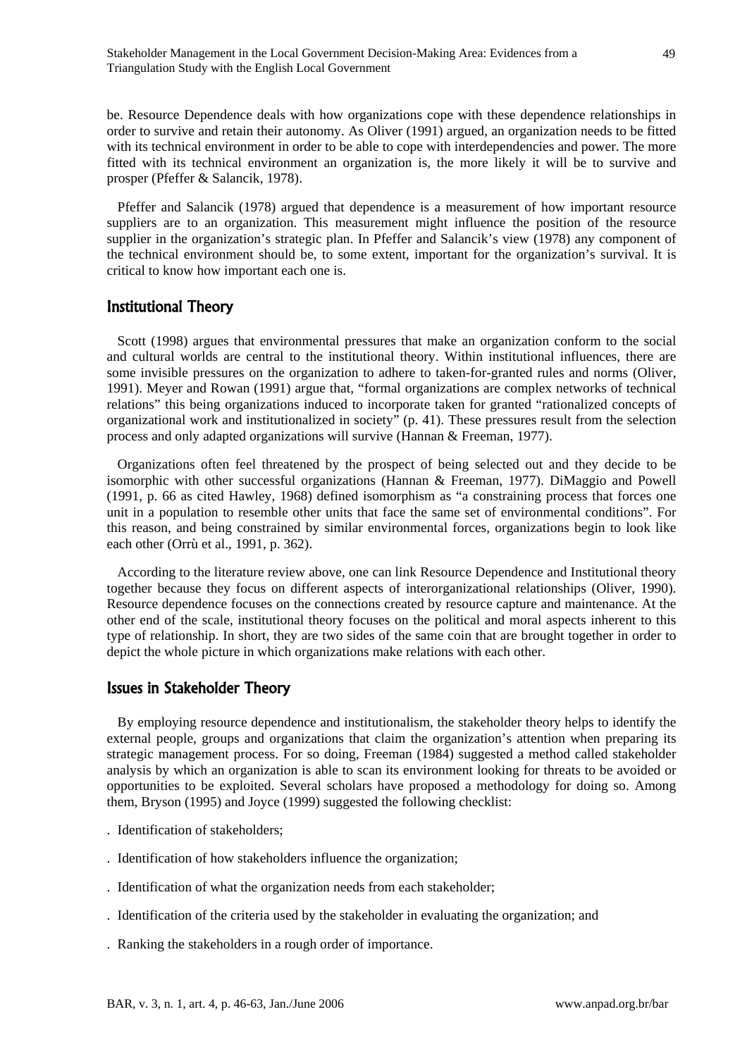be. Resource Dependence deals with how organizations cope with these dependence relationships in order to survive and retain their autonomy. As Oliver (1991) argued, an organization needs to be fitted with its technical environment in order to be able to cope with interdependencies and power. The more fitted with its technical environment an organization is, the more likely it will be to survive and prosper (Pfeffer & Salancik, 1978).

Pfeffer and Salancik (1978) argued that dependence is a measurement of how important resource suppliers are to an organization. This measurement might influence the position of the resource supplier in the organization's strategic plan. In Pfeffer and Salancik's view (1978) any component of the technical environment should be, to some extent, important for the organization's survival. It is critical to know how important each one is.

## Institutional Theory

Scott (1998) argues that environmental pressures that make an organization conform to the social and cultural worlds are central to the institutional theory. Within institutional influences, there are some invisible pressures on the organization to adhere to taken-for-granted rules and norms (Oliver, 1991). Meyer and Rowan (1991) argue that, "formal organizations are complex networks of technical relations" this being organizations induced to incorporate taken for granted "rationalized concepts of organizational work and institutionalized in society" (p. 41). These pressures result from the selection process and only adapted organizations will survive (Hannan & Freeman, 1977).

Organizations often feel threatened by the prospect of being selected out and they decide to be isomorphic with other successful organizations (Hannan & Freeman, 1977). DiMaggio and Powell (1991, p. 66 as cited Hawley, 1968) defined isomorphism as "a constraining process that forces one unit in a population to resemble other units that face the same set of environmental conditions". For this reason, and being constrained by similar environmental forces, organizations begin to look like each other (Orrù et al., 1991, p. 362).

According to the literature review above, one can link Resource Dependence and Institutional theory together because they focus on different aspects of interorganizational relationships (Oliver, 1990). Resource dependence focuses on the connections created by resource capture and maintenance. At the other end of the scale, institutional theory focuses on the political and moral aspects inherent to this type of relationship. In short, they are two sides of the same coin that are brought together in order to depict the whole picture in which organizations make relations with each other.

## Issues in Stakeholder Theory

By employing resource dependence and institutionalism, the stakeholder theory helps to identify the external people, groups and organizations that claim the organization's attention when preparing its strategic management process. For so doing, Freeman (1984) suggested a method called stakeholder analysis by which an organization is able to scan its environment looking for threats to be avoided or opportunities to be exploited. Several scholars have proposed a methodology for doing so. Among them, Bryson (1995) and Joyce (1999) suggested the following checklist:

- Identification of stakeholders;
- Identification of how stakeholders influence the organization;
- Identification of what the organization needs from each stakeholder;
- Identification of the criteria used by the stakeholder in evaluating the organization; and
- Ranking the stakeholders in a rough order of importance.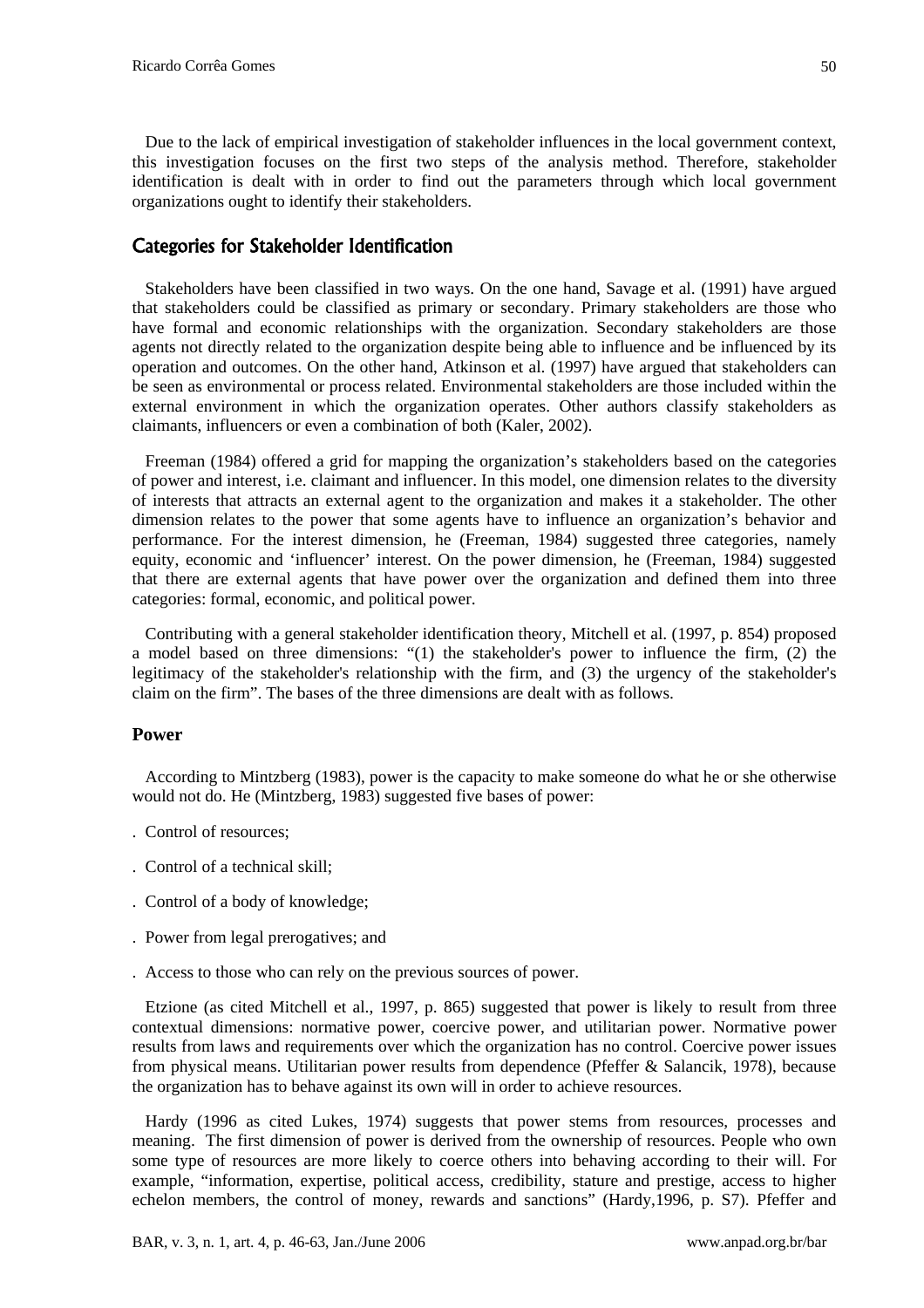Due to the lack of empirical investigation of stakeholder influences in the local government context, this investigation focuses on the first two steps of the analysis method. Therefore, stakeholder identification is dealt with in order to find out the parameters through which local government organizations ought to identify their stakeholders.

## Categories for Stakeholder Identification

Stakeholders have been classified in two ways. On the one hand, Savage et al. (1991) have argued that stakeholders could be classified as primary or secondary. Primary stakeholders are those who have formal and economic relationships with the organization. Secondary stakeholders are those agents not directly related to the organization despite being able to influence and be influenced by its operation and outcomes. On the other hand, Atkinson et al. (1997) have argued that stakeholders can be seen as environmental or process related. Environmental stakeholders are those included within the external environment in which the organization operates. Other authors classify stakeholders as claimants, influencers or even a combination of both (Kaler, 2002).

Freeman (1984) offered a grid for mapping the organization's stakeholders based on the categories of power and interest, i.e. claimant and influencer. In this model, one dimension relates to the diversity of interests that attracts an external agent to the organization and makes it a stakeholder. The other dimension relates to the power that some agents have to influence an organization's behavior and performance. For the interest dimension, he (Freeman, 1984) suggested three categories, namely equity, economic and 'influencer' interest. On the power dimension, he (Freeman, 1984) suggested that there are external agents that have power over the organization and defined them into three categories: formal, economic, and political power.

Contributing with a general stakeholder identification theory, Mitchell et al. (1997, p. 854) proposed a model based on three dimensions: "(1) the stakeholder's power to influence the firm, (2) the legitimacy of the stakeholder's relationship with the firm, and (3) the urgency of the stakeholder's claim on the firm". The bases of the three dimensions are dealt with as follows.

### Power

According to Mintzberg (1983), power is the capacity to make someone do what he or she otherwise would not do. He (Mintzberg, 1983) suggested five bases of power:

. Control of resources;

. Control of a technical skill;

. Control of a body of knowledge;

. Power from legal prerogatives; and

. Access to those who can rely on the previous sources of power.

Etzione (as cited Mitchell et al., 1997, p. 865) suggested that power is likely to result from three contextual dimensions: normative power, coercive power, and utilitarian power. Normative power results from laws and requirements over which the organization has no control. Coercive power issues from physical means. Utilitarian power results from dependence (Pfeffer & Salancik, 1978), because the organization has to behave against its own will in order to achieve resources.

Hardy (1996 as cited Lukes, 1974) suggests that power stems from resources, processes and meaning. The first dimension of power is derived from the ownership of resources. People who own some type of resources are more likely to coerce others into behaving according to their will. For example, "information, expertise, political access, credibility, stature and prestige, access to higher echelon members, the control of money, rewards and sanctions" (Hardy,1996, p. S7). Pfeffer and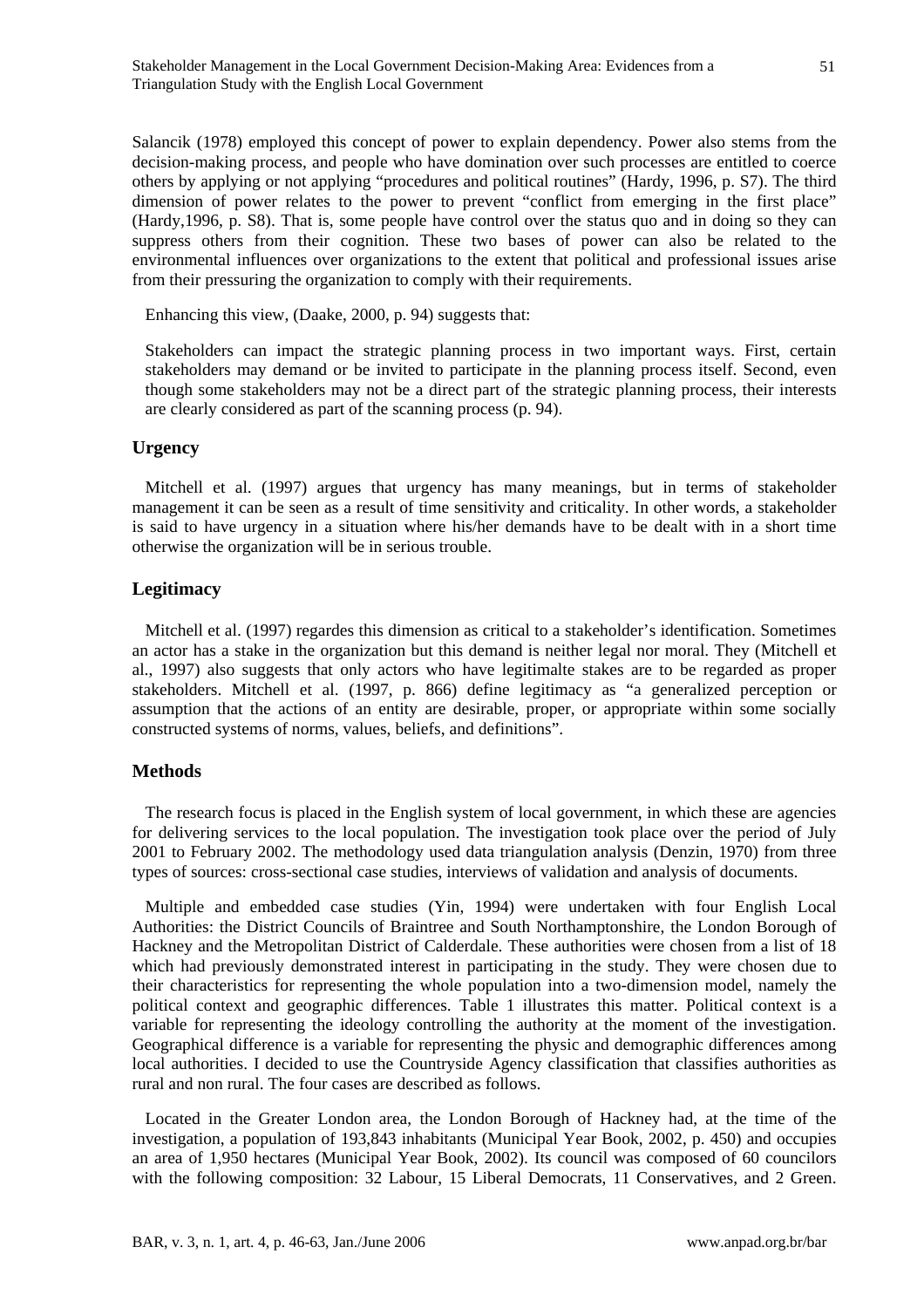Salancik (1978) employed this concept of power to explain dependency. Power also stems from the decision-making process, and people who have domination over such processes are entitled to coerce others by applying or not applying "procedures and political routines" (Hardy, 1996, p. S7). The third dimension of power relates to the power to prevent "conflict from emerging in the first place" (Hardy,1996, p. S8). That is, some people have control over the status quo and in doing so they can suppress others from their cognition. These two bases of power can also be related to the environmental influences over organizations to the extent that political and professional issues arise from their pressuring the organization to comply with their requirements.

Enhancing this view, (Daake, 2000, p. 94) suggests that:

> Stakeholders can impact the strategic planning process in two important ways. First, certain stakeholders may demand or be invited to participate in the planning process itself. Second, even though some stakeholders may not be a direct part of the strategic planning process, their interests are clearly considered as part of the scanning process (p. 94).

### Urgency

Mitchell et al. (1997) argues that urgency has many meanings, but in terms of stakeholder management it can be seen as a result of time sensitivity and criticality. In other words, a stakeholder is said to have urgency in a situation where his/her demands have to be dealt with in a short time otherwise the organization will be in serious trouble.

### Legitimacy

Mitchell et al. (1997) regardes this dimension as critical to a stakeholder's identification. Sometimes an actor has a stake in the organization but this demand is neither legal nor moral. They (Mitchell et al., 1997) also suggests that only actors who have legitimalte stakes are to be regarded as proper stakeholders. Mitchell et al. (1997, p. 866) define legitimacy as "a generalized perception or assumption that the actions of an entity are desirable, proper, or appropriate within some socially constructed systems of norms, values, beliefs, and definitions".

## Methods

The research focus is placed in the English system of local government, in which these are agencies for delivering services to the local population. The investigation took place over the period of July 2001 to February 2002. The methodology used data triangulation analysis (Denzin, 1970) from three types of sources: cross-sectional case studies, interviews of validation and analysis of documents.

Multiple and embedded case studies (Yin, 1994) were undertaken with four English Local Authorities: the District Councils of Braintree and South Northamptonshire, the London Borough of Hackney and the Metropolitan District of Calderdale. These authorities were chosen from a list of 18 which had previously demonstrated interest in participating in the study. They were chosen due to their characteristics for representing the whole population into a two-dimension model, namely the political context and geographic differences. Table 1 illustrates this matter. Political context is a variable for representing the ideology controlling the authority at the moment of the investigation. Geographical difference is a variable for representing the physic and demographic differences among local authorities. I decided to use the Countryside Agency classification that classifies authorities as rural and non rural. The four cases are described as follows.

Located in the Greater London area, the London Borough of Hackney had, at the time of the investigation, a population of 193,843 inhabitants (Municipal Year Book, 2002, p. 450) and occupies an area of 1,950 hectares (Municipal Year Book, 2002). Its council was composed of 60 councilors with the following composition: 32 Labour, 15 Liberal Democrats, 11 Conservatives, and 2 Green.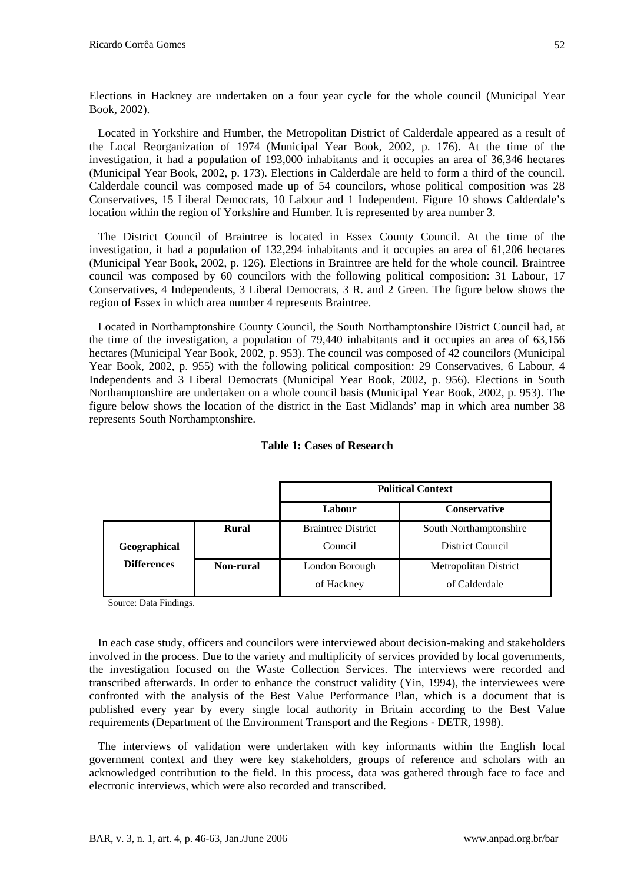Elections in Hackney are undertaken on a four year cycle for the whole council (Municipal Year Book, 2002).

Located in Yorkshire and Humber, the Metropolitan District of Calderdale appeared as a result of the Local Reorganization of 1974 (Municipal Year Book, 2002, p. 176). At the time of the investigation, it had a population of 193,000 inhabitants and it occupies an area of 36,346 hectares (Municipal Year Book, 2002, p. 173). Elections in Calderdale are held to form a third of the council. Calderdale council was composed made up of 54 councilors, whose political composition was 28 Conservatives, 15 Liberal Democrats, 10 Labour and 1 Independent. Figure 10 shows Calderdale's location within the region of Yorkshire and Humber. It is represented by area number 3.

The District Council of Braintree is located in Essex County Council. At the time of the investigation, it had a population of 132,294 inhabitants and it occupies an area of 61,206 hectares (Municipal Year Book, 2002, p. 126). Elections in Braintree are held for the whole council. Braintree council was composed by 60 councilors with the following political composition: 31 Labour, 17 Conservatives, 4 Independents, 3 Liberal Democrats, 3 R. and 2 Green. The figure below shows the region of Essex in which area number 4 represents Braintree.

Located in Northamptonshire County Council, the South Northamptonshire District Council had, at the time of the investigation, a population of 79,440 inhabitants and it occupies an area of 63,156 hectares (Municipal Year Book, 2002, p. 953). The council was composed of 42 councilors (Municipal Year Book, 2002, p. 955) with the following political composition: 29 Conservatives, 6 Labour, 4 Independents and 3 Liberal Democrats (Municipal Year Book, 2002, p. 956). Elections in South Northamptonshire are undertaken on a whole council basis (Municipal Year Book, 2002, p. 953). The figure below shows the location of the district in the East Midlands' map in which area number 38 represents South Northamptonshire.

**Table 1: Cases of Research**

| | | **Political Context** | |
|---|---|---|---|
| | | **Labour** | **Conservative** |
| **Geographical Differences** | **Rural** | Braintree District Council | South Northamptonshire District Council |
| | **Non-rural** | London Borough of Hackney | Metropolitan District of Calderdale |

Source: Data Findings.

In each case study, officers and councilors were interviewed about decision-making and stakeholders involved in the process. Due to the variety and multiplicity of services provided by local governments, the investigation focused on the Waste Collection Services. The interviews were recorded and transcribed afterwards. In order to enhance the construct validity (Yin, 1994), the interviewees were confronted with the analysis of the Best Value Performance Plan, which is a document that is published every year by every single local authority in Britain according to the Best Value requirements (Department of the Environment Transport and the Regions - DETR, 1998).

The interviews of validation were undertaken with key informants within the English local government context and they were key stakeholders, groups of reference and scholars with an acknowledged contribution to the field. In this process, data was gathered through face to face and electronic interviews, which were also recorded and transcribed.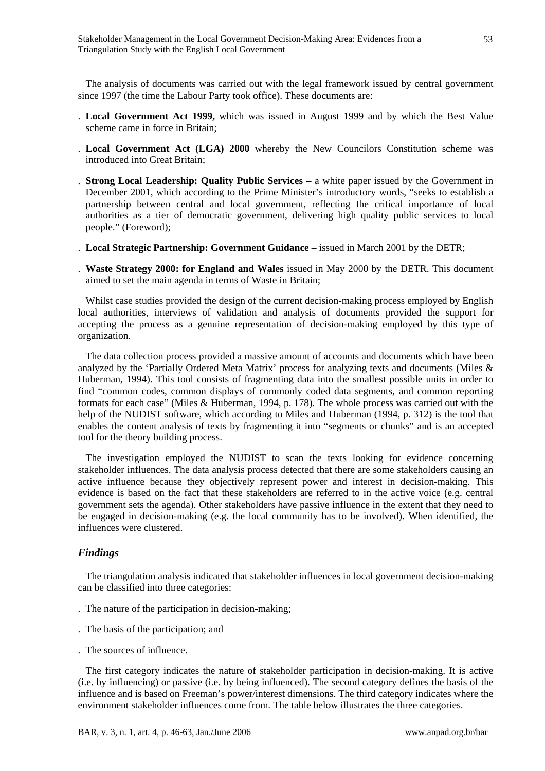The analysis of documents was carried out with the legal framework issued by central government since 1997 (the time the Labour Party took office). These documents are:

- **Local Government Act 1999,** which was issued in August 1999 and by which the Best Value scheme came in force in Britain;
- **Local Government Act (LGA) 2000** whereby the New Councilors Constitution scheme was introduced into Great Britain;
- **Strong Local Leadership: Quality Public Services –** a white paper issued by the Government in December 2001, which according to the Prime Minister's introductory words, "seeks to establish a partnership between central and local government, reflecting the critical importance of local authorities as a tier of democratic government, delivering high quality public services to local people." (Foreword);
- **Local Strategic Partnership: Government Guidance** – issued in March 2001 by the DETR;
- **Waste Strategy 2000: for England and Wales** issued in May 2000 by the DETR. This document aimed to set the main agenda in terms of Waste in Britain;

Whilst case studies provided the design of the current decision-making process employed by English local authorities, interviews of validation and analysis of documents provided the support for accepting the process as a genuine representation of decision-making employed by this type of organization.

The data collection process provided a massive amount of accounts and documents which have been analyzed by the 'Partially Ordered Meta Matrix' process for analyzing texts and documents (Miles & Huberman, 1994). This tool consists of fragmenting data into the smallest possible units in order to find "common codes, common displays of commonly coded data segments, and common reporting formats for each case" (Miles & Huberman, 1994, p. 178). The whole process was carried out with the help of the NUDIST software, which according to Miles and Huberman (1994, p. 312) is the tool that enables the content analysis of texts by fragmenting it into "segments or chunks" and is an accepted tool for the theory building process.

The investigation employed the NUDIST to scan the texts looking for evidence concerning stakeholder influences. The data analysis process detected that there are some stakeholders causing an active influence because they objectively represent power and interest in decision-making. This evidence is based on the fact that these stakeholders are referred to in the active voice (e.g. central government sets the agenda). Other stakeholders have passive influence in the extent that they need to be engaged in decision-making (e.g. the local community has to be involved). When identified, the influences were clustered.

### *Findings*

The triangulation analysis indicated that stakeholder influences in local government decision-making can be classified into three categories:

- The nature of the participation in decision-making;
- The basis of the participation; and
- The sources of influence.

The first category indicates the nature of stakeholder participation in decision-making. It is active (i.e. by influencing) or passive (i.e. by being influenced). The second category defines the basis of the influence and is based on Freeman's power/interest dimensions. The third category indicates where the environment stakeholder influences come from. The table below illustrates the three categories.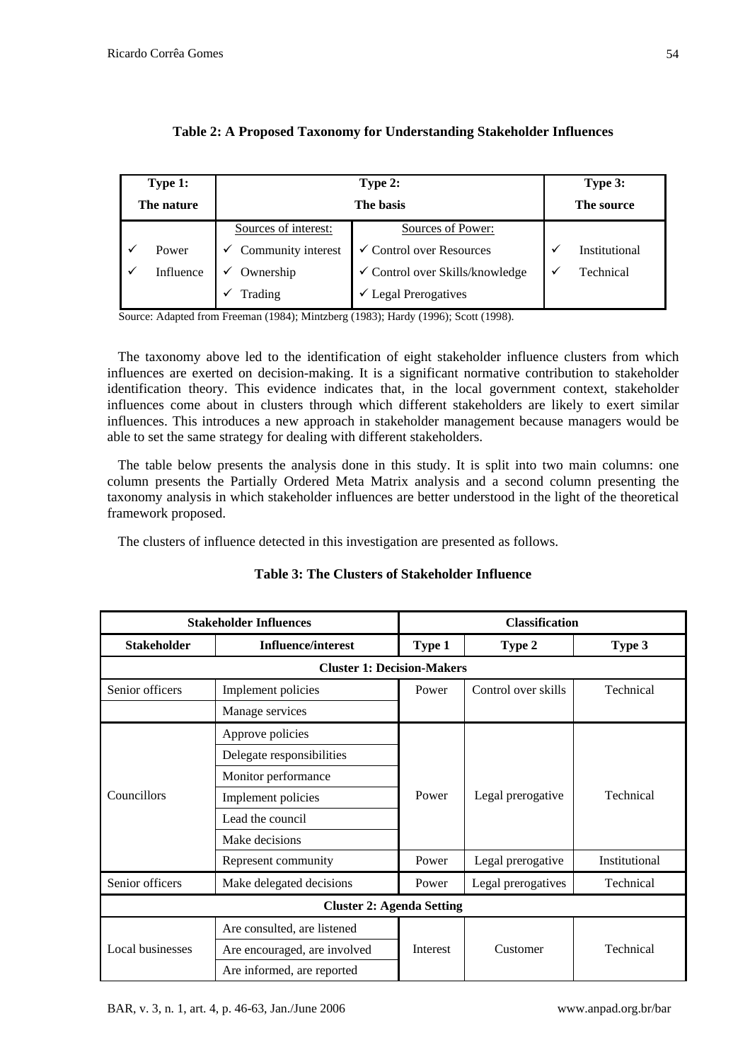**Table 2: A Proposed Taxonomy for Understanding Stakeholder Influences**

| Type 1: The nature | Type 2: The basis | | Type 3: The source |
|---|---|---|---|
| | Sources of interest: | Sources of Power: | |
| ✓ Power | ✓ Community interest | ✓ Control over Resources | ✓ Institutional |
| ✓ Influence | ✓ Ownership | ✓ Control over Skills/knowledge | ✓ Technical |
| | ✓ Trading | ✓ Legal Prerogatives | |

Source: Adapted from Freeman (1984); Mintzberg (1983); Hardy (1996); Scott (1998).

The taxonomy above led to the identification of eight stakeholder influence clusters from which influences are exerted on decision-making. It is a significant normative contribution to stakeholder identification theory. This evidence indicates that, in the local government context, stakeholder influences come about in clusters through which different stakeholders are likely to exert similar influences. This introduces a new approach in stakeholder management because managers would be able to set the same strategy for dealing with different stakeholders.

The table below presents the analysis done in this study. It is split into two main columns: one column presents the Partially Ordered Meta Matrix analysis and a second column presenting the taxonomy analysis in which stakeholder influences are better understood in the light of the theoretical framework proposed.

The clusters of influence detected in this investigation are presented as follows.

**Table 3: The Clusters of Stakeholder Influence**

| Stakeholder Influences | | Classification | | |
|---|---|---|---|---|
| **Stakeholder** | **Influence/interest** | **Type 1** | **Type 2** | **Type 3** |
| **Cluster 1: Decision-Makers** | | | | |
| Senior officers | Implement policies | Power | Control over skills | Technical |
| | Manage services | | | |
| Councillors | Approve policies | Power | Legal prerogative | Technical |
| | Delegate responsibilities | | | |
| | Monitor performance | | | |
| | Implement policies | | | |
| | Lead the council | | | |
| | Make decisions | | | |
| | Represent community | Power | Legal prerogative | Institutional |
| Senior officers | Make delegated decisions | Power | Legal prerogatives | Technical |
| **Cluster 2: Agenda Setting** | | | | |
| Local businesses | Are consulted, are listened | Interest | Customer | Technical |
| | Are encouraged, are involved | | | |
| | Are informed, are reported | | | |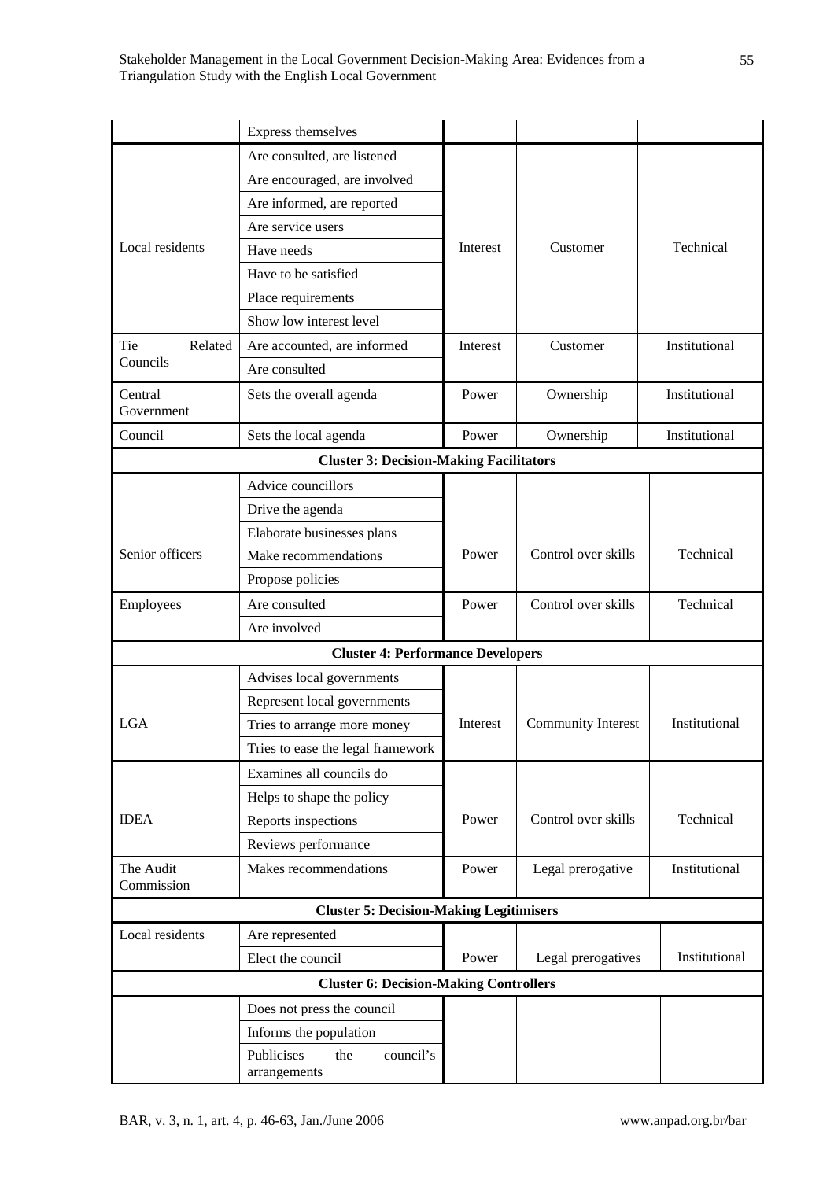| | | | | |
|---|---|---|---|---|
| | Express themselves | | | |
| Local residents | Are consulted, are listened | Interest | Customer | Technical |
| | Are encouraged, are involved | | | |
| | Are informed, are reported | | | |
| | Are service users | | | |
| | Have needs | | | |
| | Have to be satisfied | | | |
| | Place requirements | | | |
| | Show low interest level | | | |
| Tie Related Councils | Are accounted, are informed | Interest | Customer | Institutional |
| | Are consulted | | | |
| Central Government | Sets the overall agenda | Power | Ownership | Institutional |
| Council | Sets the local agenda | Power | Ownership | Institutional |
| **Cluster 3: Decision-Making Facilitators** | | | | |
| Senior officers | Advice councillors | Power | Control over skills | Technical |
| | Drive the agenda | | | |
| | Elaborate businesses plans | | | |
| | Make recommendations | | | |
| | Propose policies | | | |
| Employees | Are consulted | Power | Control over skills | Technical |
| | Are involved | | | |
| **Cluster 4: Performance Developers** | | | | |
| LGA | Advises local governments | Interest | Community Interest | Institutional |
| | Represent local governments | | | |
| | Tries to arrange more money | | | |
| | Tries to ease the legal framework | | | |
| IDEA | Examines all councils do | Power | Control over skills | Technical |
| | Helps to shape the policy | | | |
| | Reports inspections | | | |
| | Reviews performance | | | |
| The Audit Commission | Makes recommendations | Power | Legal prerogative | Institutional |
| **Cluster 5: Decision-Making Legitimisers** | | | | |
| Local residents | Are represented | Power | Legal prerogatives | Institutional |
| | Elect the council | | | |
| **Cluster 6: Decision-Making Controllers** | | | | |
| | Does not press the council | | | |
| | Informs the population | | | |
| | Publicises the council's arrangements | | | |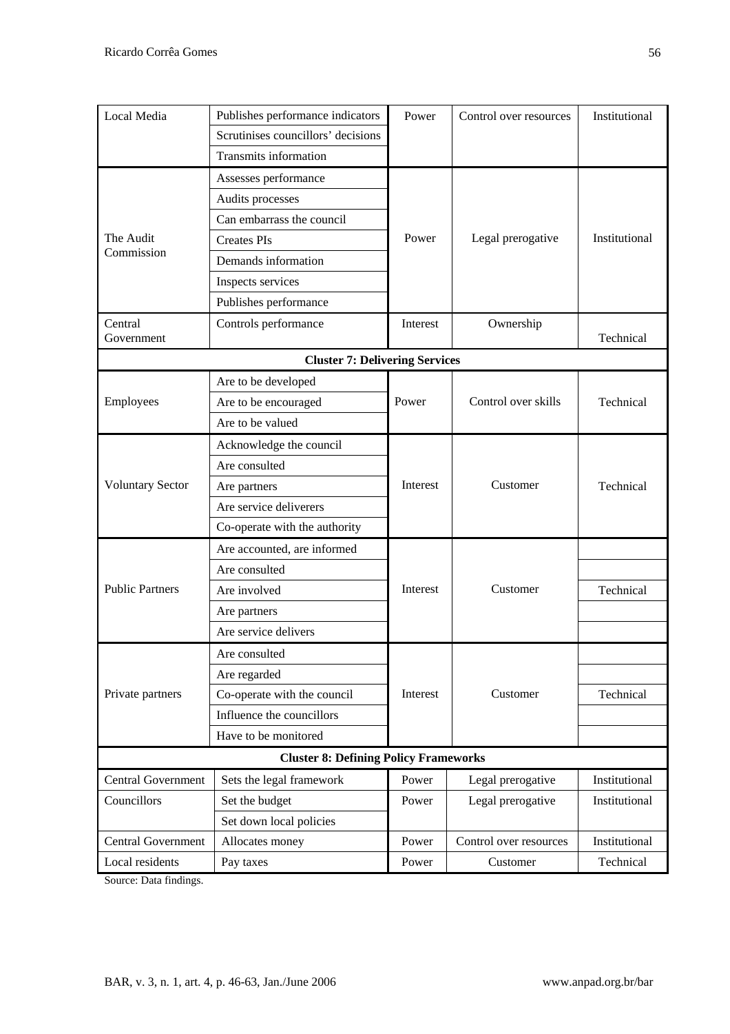| | | | | |
|---|---|---|---|---|
| Local Media | Publishes performance indicators | Power | Control over resources | Institutional |
| | Scrutinises councillors' decisions | | | |
| | Transmits information | | | |
| The Audit Commission | Assesses performance | Power | Legal prerogative | Institutional |
| | Audits processes | | | |
| | Can embarrass the council | | | |
| | Creates PIs | | | |
| | Demands information | | | |
| | Inspects services | | | |
| | Publishes performance | | | |
| Central Government | Controls performance | Interest | Ownership | Technical |
| **Cluster 7: Delivering Services** | | | | |
| Employees | Are to be developed | Power | Control over skills | Technical |
| | Are to be encouraged | | | |
| | Are to be valued | | | |
| Voluntary Sector | Acknowledge the council | Interest | Customer | Technical |
| | Are consulted | | | |
| | Are partners | | | |
| | Are service deliverers | | | |
| | Co-operate with the authority | | | |
| Public Partners | Are accounted, are informed | Interest | Customer | Technical |
| | Are consulted | | | |
| | Are involved | | | |
| | Are partners | | | |
| | Are service delivers | | | |
| Private partners | Are consulted | Interest | Customer | Technical |
| | Are regarded | | | |
| | Co-operate with the council | | | |
| | Influence the councillors | | | |
| | Have to be monitored | | | |
| **Cluster 8: Defining Policy Frameworks** | | | | |
| Central Government | Sets the legal framework | Power | Legal prerogative | Institutional |
| Councillors | Set the budget | Power | Legal prerogative | Institutional |
| | Set down local policies | | | |
| Central Government | Allocates money | Power | Control over resources | Institutional |
| Local residents | Pay taxes | Power | Customer | Technical |

Source: Data findings.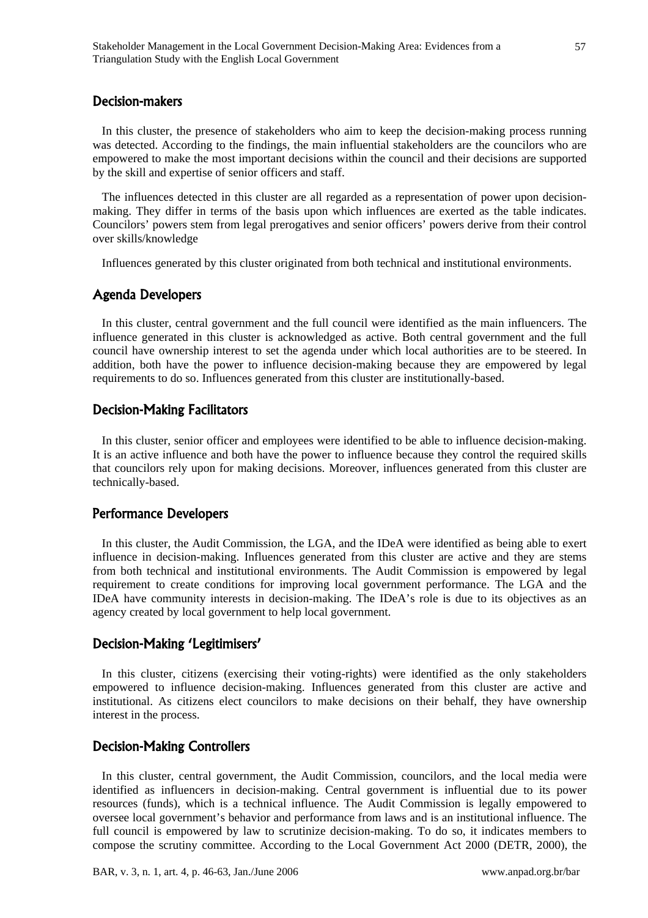## Decision-makers

In this cluster, the presence of stakeholders who aim to keep the decision-making process running was detected. According to the findings, the main influential stakeholders are the councilors who are empowered to make the most important decisions within the council and their decisions are supported by the skill and expertise of senior officers and staff.

The influences detected in this cluster are all regarded as a representation of power upon decision-making. They differ in terms of the basis upon which influences are exerted as the table indicates. Councilors' powers stem from legal prerogatives and senior officers' powers derive from their control over skills/knowledge

Influences generated by this cluster originated from both technical and institutional environments.

## Agenda Developers

In this cluster, central government and the full council were identified as the main influencers. The influence generated in this cluster is acknowledged as active. Both central government and the full council have ownership interest to set the agenda under which local authorities are to be steered. In addition, both have the power to influence decision-making because they are empowered by legal requirements to do so. Influences generated from this cluster are institutionally-based.

## Decision-Making Facilitators

In this cluster, senior officer and employees were identified to be able to influence decision-making. It is an active influence and both have the power to influence because they control the required skills that councilors rely upon for making decisions. Moreover, influences generated from this cluster are technically-based.

## Performance Developers

In this cluster, the Audit Commission, the LGA, and the IDeA were identified as being able to exert influence in decision-making. Influences generated from this cluster are active and they are stems from both technical and institutional environments. The Audit Commission is empowered by legal requirement to create conditions for improving local government performance. The LGA and the IDeA have community interests in decision-making. The IDeA's role is due to its objectives as an agency created by local government to help local government.

## Decision-Making 'Legitimisers'

In this cluster, citizens (exercising their voting-rights) were identified as the only stakeholders empowered to influence decision-making. Influences generated from this cluster are active and institutional. As citizens elect councilors to make decisions on their behalf, they have ownership interest in the process.

## Decision-Making Controllers

In this cluster, central government, the Audit Commission, councilors, and the local media were identified as influencers in decision-making. Central government is influential due to its power resources (funds), which is a technical influence. The Audit Commission is legally empowered to oversee local government's behavior and performance from laws and is an institutional influence. The full council is empowered by law to scrutinize decision-making. To do so, it indicates members to compose the scrutiny committee. According to the Local Government Act 2000 (DETR, 2000), the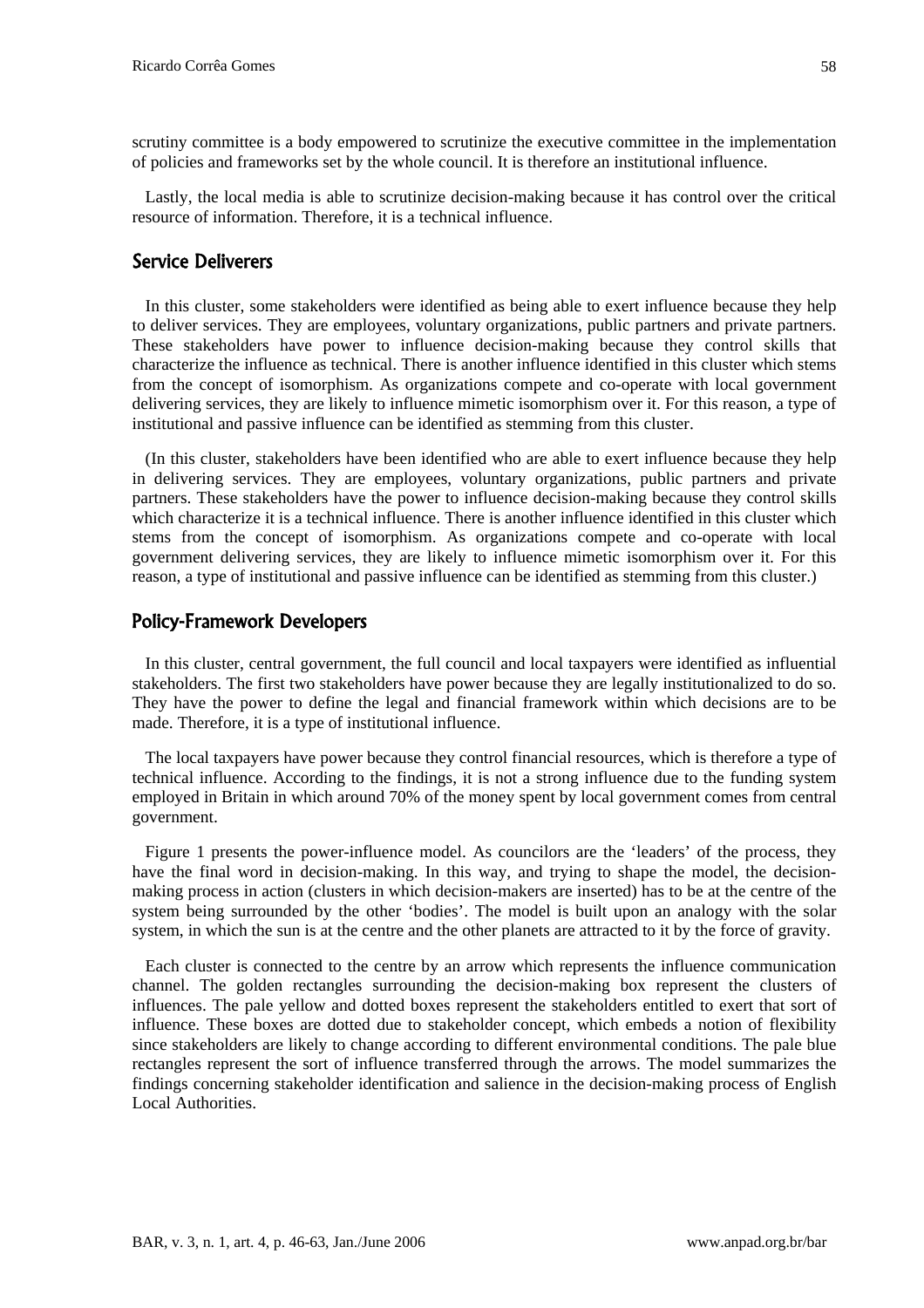scrutiny committee is a body empowered to scrutinize the executive committee in the implementation of policies and frameworks set by the whole council. It is therefore an institutional influence.

Lastly, the local media is able to scrutinize decision-making because it has control over the critical resource of information. Therefore, it is a technical influence.

## Service Deliverers

In this cluster, some stakeholders were identified as being able to exert influence because they help to deliver services. They are employees, voluntary organizations, public partners and private partners. These stakeholders have power to influence decision-making because they control skills that characterize the influence as technical. There is another influence identified in this cluster which stems from the concept of isomorphism. As organizations compete and co-operate with local government delivering services, they are likely to influence mimetic isomorphism over it. For this reason, a type of institutional and passive influence can be identified as stemming from this cluster.

(In this cluster, stakeholders have been identified who are able to exert influence because they help in delivering services. They are employees, voluntary organizations, public partners and private partners. These stakeholders have the power to influence decision-making because they control skills which characterize it is a technical influence. There is another influence identified in this cluster which stems from the concept of isomorphism. As organizations compete and co-operate with local government delivering services, they are likely to influence mimetic isomorphism over it. For this reason, a type of institutional and passive influence can be identified as stemming from this cluster.)

## Policy-Framework Developers

In this cluster, central government, the full council and local taxpayers were identified as influential stakeholders. The first two stakeholders have power because they are legally institutionalized to do so. They have the power to define the legal and financial framework within which decisions are to be made. Therefore, it is a type of institutional influence.

The local taxpayers have power because they control financial resources, which is therefore a type of technical influence. According to the findings, it is not a strong influence due to the funding system employed in Britain in which around 70% of the money spent by local government comes from central government.

Figure 1 presents the power-influence model. As councilors are the 'leaders' of the process, they have the final word in decision-making. In this way, and trying to shape the model, the decision-making process in action (clusters in which decision-makers are inserted) has to be at the centre of the system being surrounded by the other 'bodies'. The model is built upon an analogy with the solar system, in which the sun is at the centre and the other planets are attracted to it by the force of gravity.

Each cluster is connected to the centre by an arrow which represents the influence communication channel. The golden rectangles surrounding the decision-making box represent the clusters of influences. The pale yellow and dotted boxes represent the stakeholders entitled to exert that sort of influence. These boxes are dotted due to stakeholder concept, which embeds a notion of flexibility since stakeholders are likely to change according to different environmental conditions. The pale blue rectangles represent the sort of influence transferred through the arrows. The model summarizes the findings concerning stakeholder identification and salience in the decision-making process of English Local Authorities.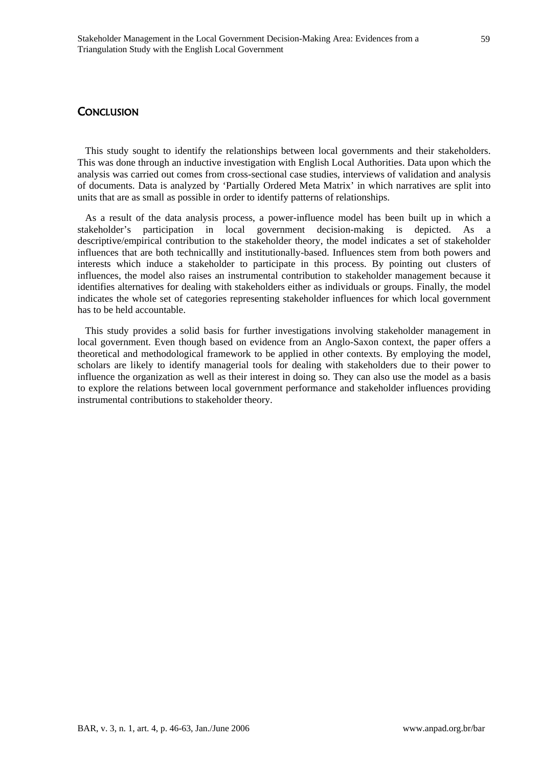# Conclusion

This study sought to identify the relationships between local governments and their stakeholders. This was done through an inductive investigation with English Local Authorities. Data upon which the analysis was carried out comes from cross-sectional case studies, interviews of validation and analysis of documents. Data is analyzed by 'Partially Ordered Meta Matrix' in which narratives are split into units that are as small as possible in order to identify patterns of relationships.

As a result of the data analysis process, a power-influence model has been built up in which a stakeholder's participation in local government decision-making is depicted. As a descriptive/empirical contribution to the stakeholder theory, the model indicates a set of stakeholder influences that are both technicallly and institutionally-based. Influences stem from both powers and interests which induce a stakeholder to participate in this process. By pointing out clusters of influences, the model also raises an instrumental contribution to stakeholder management because it identifies alternatives for dealing with stakeholders either as individuals or groups. Finally, the model indicates the whole set of categories representing stakeholder influences for which local government has to be held accountable.

This study provides a solid basis for further investigations involving stakeholder management in local government. Even though based on evidence from an Anglo-Saxon context, the paper offers a theoretical and methodological framework to be applied in other contexts. By employing the model, scholars are likely to identify managerial tools for dealing with stakeholders due to their power to influence the organization as well as their interest in doing so. They can also use the model as a basis to explore the relations between local government performance and stakeholder influences providing instrumental contributions to stakeholder theory.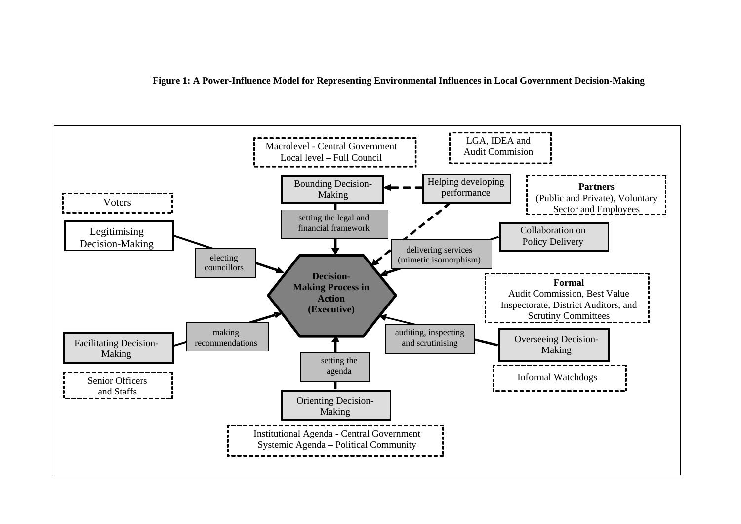**Figure 1: A Power-Influence Model for Representing Environmental Influences in Local Government Decision-Making**

Macrolevel - Central Government
Local level – Full Council

LGA, IDEA and
Audit Commision

Bounding Decision-Making

Helping developing performance

Partners
(Public and Private), Voluntary Sector and Employees

Voters

setting the legal and financial framework

Legitimising Decision-Making

Collaboration on Policy Delivery

delivering services
(mimetic isomorphism)

electing councillors

**Decision-Making Process in Action (Executive)**

**Formal**
Audit Commission, Best Value Inspectorate, District Auditors, and Scrutiny Committees

making recommendations

auditing, inspecting and scrutinising

Facilitating Decision-Making

Overseeing Decision-Making

setting the agenda

Informal Watchdogs

Senior Officers and Staffs

Orienting Decision-Making

Institutional Agenda - Central Government
Systemic Agenda – Political Community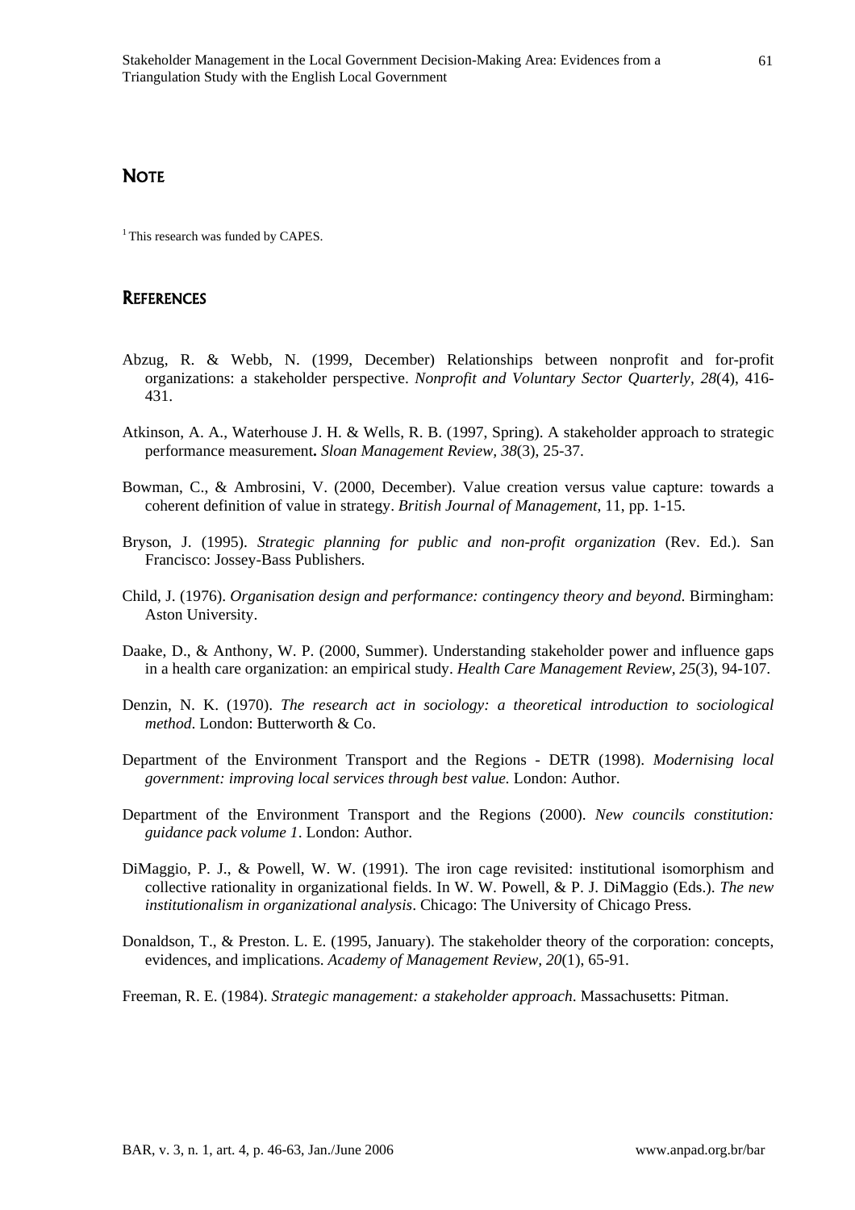## NOTE

[1] This research was funded by CAPES.

## REFERENCES

Abzug, R. & Webb, N. (1999, December) Relationships between nonprofit and for-profit organizations: a stakeholder perspective. *Nonprofit and Voluntary Sector Quarterly*, *28*(4), 416-431.

Atkinson, A. A., Waterhouse J. H. & Wells, R. B. (1997, Spring). A stakeholder approach to strategic performance measurement**.** *Sloan Management Review, 38*(3), 25-37.

Bowman, C., & Ambrosini, V. (2000, December). Value creation versus value capture: towards a coherent definition of value in strategy. *British Journal of Management*, 11, pp. 1-15.

Bryson, J. (1995). *Strategic planning for public and non-profit organization* (Rev. Ed.). San Francisco: Jossey-Bass Publishers.

Child, J. (1976). *Organisation design and performance: contingency theory and beyond.* Birmingham: Aston University.

Daake, D., & Anthony, W. P. (2000, Summer). Understanding stakeholder power and influence gaps in a health care organization: an empirical study. *Health Care Management Review*, *25*(3), 94-107.

Denzin, N. K. (1970). *The research act in sociology: a theoretical introduction to sociological method*. London: Butterworth & Co.

Department of the Environment Transport and the Regions - DETR (1998). *Modernising local government: improving local services through best value.* London: Author.

Department of the Environment Transport and the Regions (2000). *New councils constitution: guidance pack volume 1*. London: Author.

DiMaggio, P. J., & Powell, W. W. (1991). The iron cage revisited: institutional isomorphism and collective rationality in organizational fields. In W. W. Powell, & P. J. DiMaggio (Eds.). *The new institutionalism in organizational analysis*. Chicago: The University of Chicago Press.

Donaldson, T., & Preston. L. E. (1995, January). The stakeholder theory of the corporation: concepts, evidences, and implications. *Academy of Management Review*, *20*(1), 65-91.

Freeman, R. E. (1984). *Strategic management: a stakeholder approach*. Massachusetts: Pitman.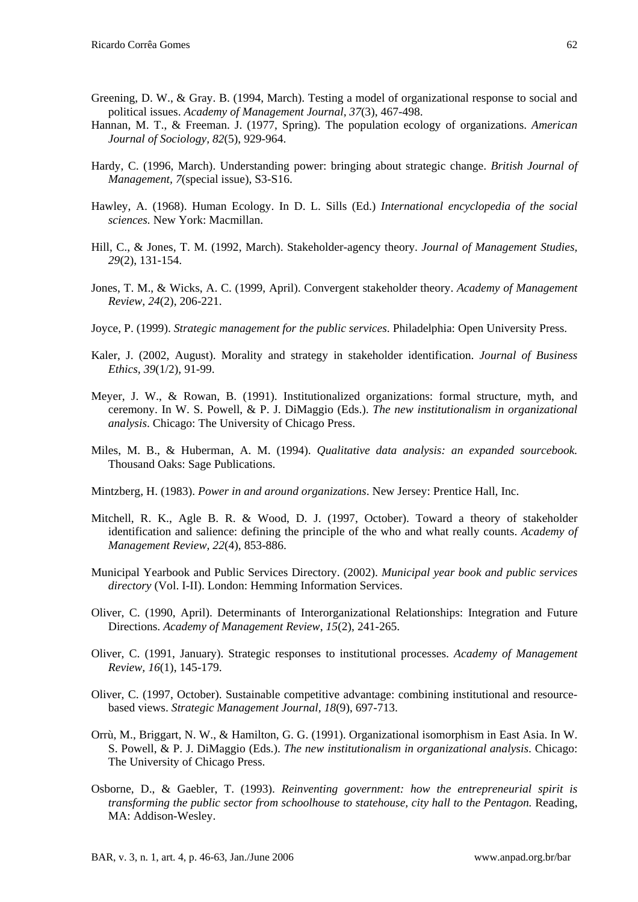Greening, D. W., & Gray. B. (1994, March). Testing a model of organizational response to social and political issues. *Academy of Management Journal, 37*(3), 467-498.

Hannan, M. T., & Freeman. J. (1977, Spring). The population ecology of organizations. *American Journal of Sociology, 82*(5), 929-964.

Hardy, C. (1996, March). Understanding power: bringing about strategic change. *British Journal of Management, 7*(special issue), S3-S16.

Hawley, A. (1968). Human Ecology. In D. L. Sills (Ed.) *International encyclopedia of the social sciences*. New York: Macmillan.

Hill, C., & Jones, T. M. (1992, March). Stakeholder-agency theory. *Journal of Management Studies, 29*(2), 131-154.

Jones, T. M., & Wicks, A. C. (1999, April). Convergent stakeholder theory. *Academy of Management Review, 24*(2), 206-221.

Joyce, P. (1999). *Strategic management for the public services*. Philadelphia: Open University Press.

Kaler, J. (2002, August). Morality and strategy in stakeholder identification. *Journal of Business Ethics, 39*(1/2), 91-99.

Meyer, J. W., & Rowan, B. (1991). Institutionalized organizations: formal structure, myth, and ceremony. In W. S. Powell, & P. J. DiMaggio (Eds.). *The new institutionalism in organizational analysis*. Chicago: The University of Chicago Press.

Miles, M. B., & Huberman, A. M. (1994). *Qualitative data analysis: an expanded sourcebook.* Thousand Oaks: Sage Publications.

Mintzberg, H. (1983). *Power in and around organizations*. New Jersey: Prentice Hall, Inc.

Mitchell, R. K., Agle B. R. & Wood, D. J. (1997, October). Toward a theory of stakeholder identification and salience: defining the principle of the who and what really counts. *Academy of Management Review, 22*(4), 853-886.

Municipal Yearbook and Public Services Directory. (2002). *Municipal year book and public services directory* (Vol. I-II). London: Hemming Information Services.

Oliver, C. (1990, April). Determinants of Interorganizational Relationships: Integration and Future Directions. *Academy of Management Review, 15*(2), 241-265.

Oliver, C. (1991, January). Strategic responses to institutional processes. *Academy of Management Review, 16*(1), 145-179.

Oliver, C. (1997, October). Sustainable competitive advantage: combining institutional and resource-based views. *Strategic Management Journal, 18*(9), 697-713.

Orrù, M., Briggart, N. W., & Hamilton, G. G. (1991). Organizational isomorphism in East Asia. In W. S. Powell, & P. J. DiMaggio (Eds.). *The new institutionalism in organizational analysis*. Chicago: The University of Chicago Press.

Osborne, D., & Gaebler, T. (1993). *Reinventing government: how the entrepreneurial spirit is transforming the public sector from schoolhouse to statehouse, city hall to the Pentagon.* Reading, MA: Addison-Wesley.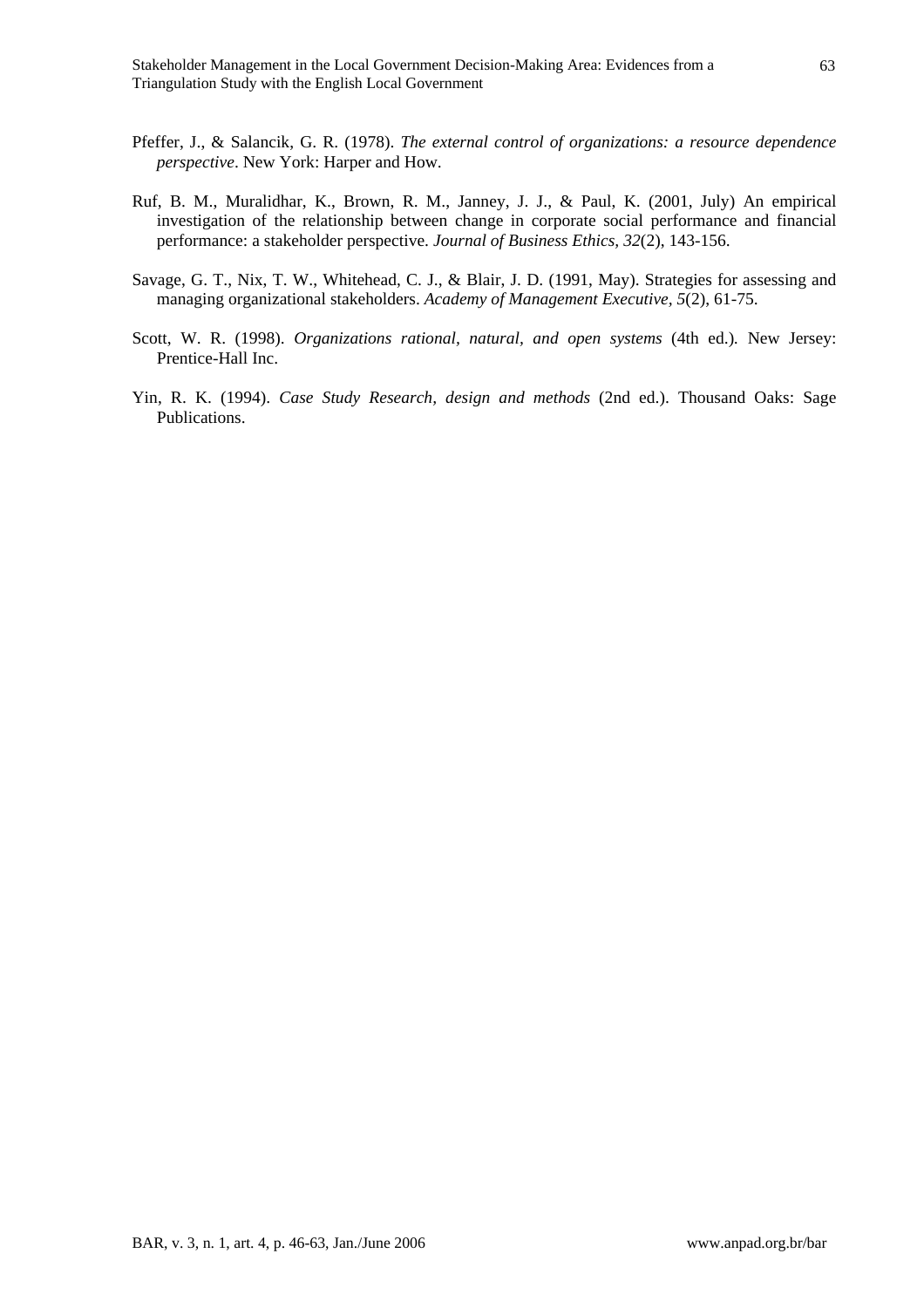Pfeffer, J., & Salancik, G. R. (1978). *The external control of organizations: a resource dependence perspective*. New York: Harper and How.

Ruf, B. M., Muralidhar, K., Brown, R. M., Janney, J. J., & Paul, K. (2001, July) An empirical investigation of the relationship between change in corporate social performance and financial performance: a stakeholder perspective. *Journal of Business Ethics, 32*(2), 143-156.

Savage, G. T., Nix, T. W., Whitehead, C. J., & Blair, J. D. (1991, May). Strategies for assessing and managing organizational stakeholders. *Academy of Management Executive, 5*(2), 61-75.

Scott, W. R. (1998). *Organizations rational, natural, and open systems* (4th ed.). New Jersey: Prentice-Hall Inc.

Yin, R. K. (1994). *Case Study Research, design and methods* (2nd ed.). Thousand Oaks: Sage Publications.